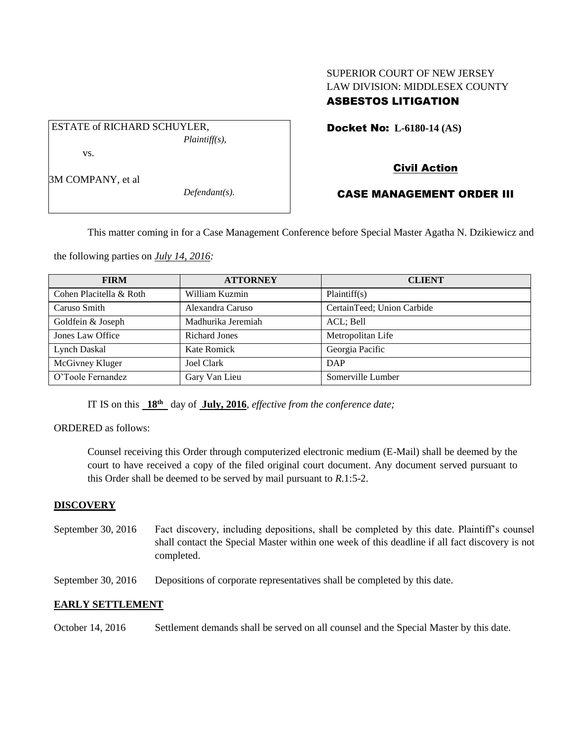SUPERIOR COURT OF NEW JERSEY
LAW DIVISION: MIDDLESEX COUNTY
**ASBESTOS LITIGATION**

ESTATE of RICHARD SCHUYLER,
*Plaintiff(s),*

vs.

3M COMPANY, et al
*Defendant(s).*

**Docket No: L-6180-14 (AS)**

**Civil Action**

**CASE MANAGEMENT ORDER III**

This matter coming in for a Case Management Conference before Special Master Agatha N. Dzikiewicz and the following parties on ***July 14, 2016:***

| FIRM | ATTORNEY | CLIENT |
|---|---|---|
| Cohen Placitella & Roth | William Kuzmin | Plaintiff(s) |
| Caruso Smith | Alexandra Caruso | CertainTeed; Union Carbide |
| Goldfein & Joseph | Madhurika Jeremiah | ACL; Bell |
| Jones Law Office | Richard Jones | Metropolitan Life |
| Lynch Daskal | Kate Romick | Georgia Pacific |
| McGivney Kluger | Joel Clark | DAP |
| O'Toole Fernandez | Gary Van Lieu | Somerville Lumber |

IT IS on this **18th** day of **July, 2016**, *effective from the conference date;*

ORDERED as follows:

Counsel receiving this Order through computerized electronic medium (E-Mail) shall be deemed by the court to have received a copy of the filed original court document. Any document served pursuant to this Order shall be deemed to be served by mail pursuant to *R*.1:5-2.

**DISCOVERY**

September 30, 2016 — Fact discovery, including depositions, shall be completed by this date. Plaintiff's counsel shall contact the Special Master within one week of this deadline if all fact discovery is not completed.

September 30, 2016 — Depositions of corporate representatives shall be completed by this date.

**EARLY SETTLEMENT**

October 14, 2016 — Settlement demands shall be served on all counsel and the Special Master by this date.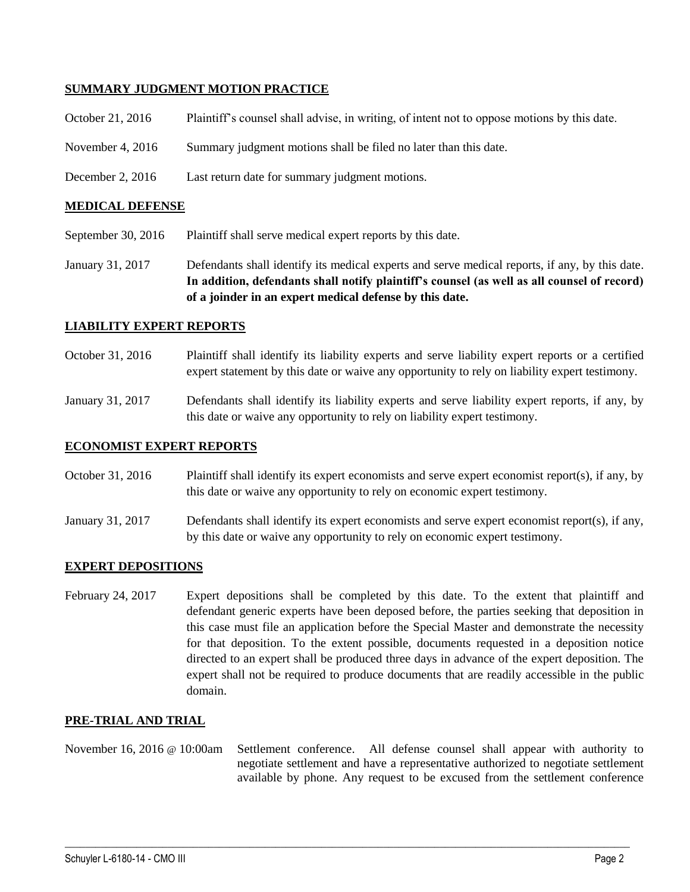**SUMMARY JUDGMENT MOTION PRACTICE**

| | |
|---|---|
| October 21, 2016 | Plaintiff's counsel shall advise, in writing, of intent not to oppose motions by this date. |
| November 4, 2016 | Summary judgment motions shall be filed no later than this date. |
| December 2, 2016 | Last return date for summary judgment motions. |

**MEDICAL DEFENSE**

| | |
|---|---|
| September 30, 2016 | Plaintiff shall serve medical expert reports by this date. |
| January 31, 2017 | Defendants shall identify its medical experts and serve medical reports, if any, by this date. **In addition, defendants shall notify plaintiff's counsel (as well as all counsel of record) of a joinder in an expert medical defense by this date.** |

**LIABILITY EXPERT REPORTS**

| | |
|---|---|
| October 31, 2016 | Plaintiff shall identify its liability experts and serve liability expert reports or a certified expert statement by this date or waive any opportunity to rely on liability expert testimony. |
| January 31, 2017 | Defendants shall identify its liability experts and serve liability expert reports, if any, by this date or waive any opportunity to rely on liability expert testimony. |

**ECONOMIST EXPERT REPORTS**

| | |
|---|---|
| October 31, 2016 | Plaintiff shall identify its expert economists and serve expert economist report(s), if any, by this date or waive any opportunity to rely on economic expert testimony. |
| January 31, 2017 | Defendants shall identify its expert economists and serve expert economist report(s), if any, by this date or waive any opportunity to rely on economic expert testimony. |

**EXPERT DEPOSITIONS**

| | |
|---|---|
| February 24, 2017 | Expert depositions shall be completed by this date. To the extent that plaintiff and defendant generic experts have been deposed before, the parties seeking that deposition in this case must file an application before the Special Master and demonstrate the necessity for that deposition. To the extent possible, documents requested in a deposition notice directed to an expert shall be produced three days in advance of the expert deposition. The expert shall not be required to produce documents that are readily accessible in the public domain. |

**PRE-TRIAL AND TRIAL**

| | |
|---|---|
| November 16, 2016 @ 10:00am | Settlement conference. All defense counsel shall appear with authority to negotiate settlement and have a representative authorized to negotiate settlement available by phone. Any request to be excused from the settlement conference |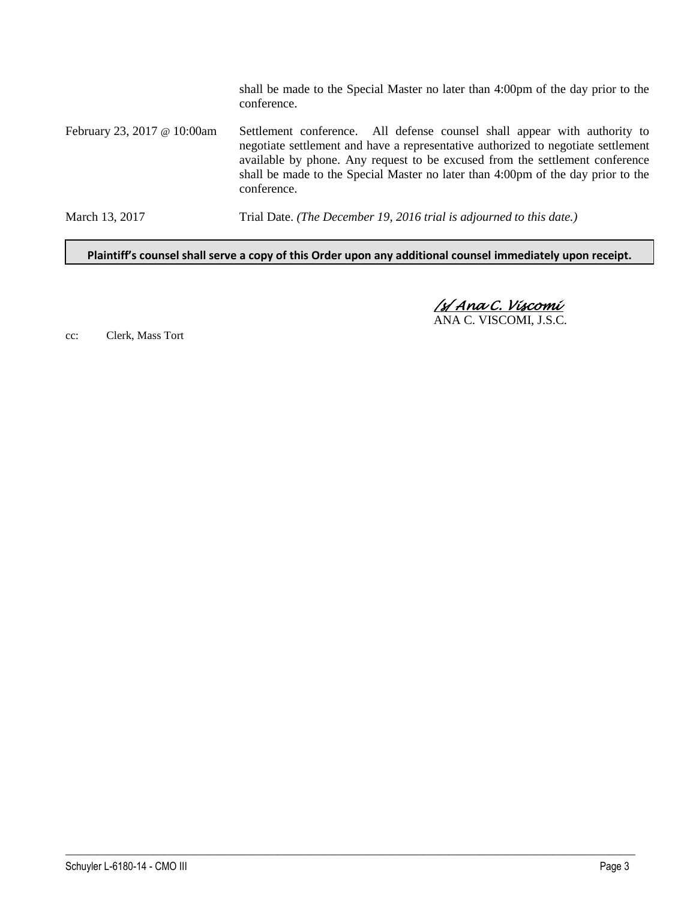| | |
|---|---|
| | shall be made to the Special Master no later than 4:00pm of the day prior to the conference. |
| February 23, 2017 @ 10:00am | Settlement conference. All defense counsel shall appear with authority to negotiate settlement and have a representative authorized to negotiate settlement available by phone. Any request to be excused from the settlement conference shall be made to the Special Master no later than 4:00pm of the day prior to the conference. |
| March 13, 2017 | Trial Date. *(The December 19, 2016 trial is adjourned to this date.)* |

**Plaintiff's counsel shall serve a copy of this Order upon any additional counsel immediately upon receipt.**

*/s/ Ana C. Viscomi*
ANA C. VISCOMI, J.S.C.

cc: Clerk, Mass Tort